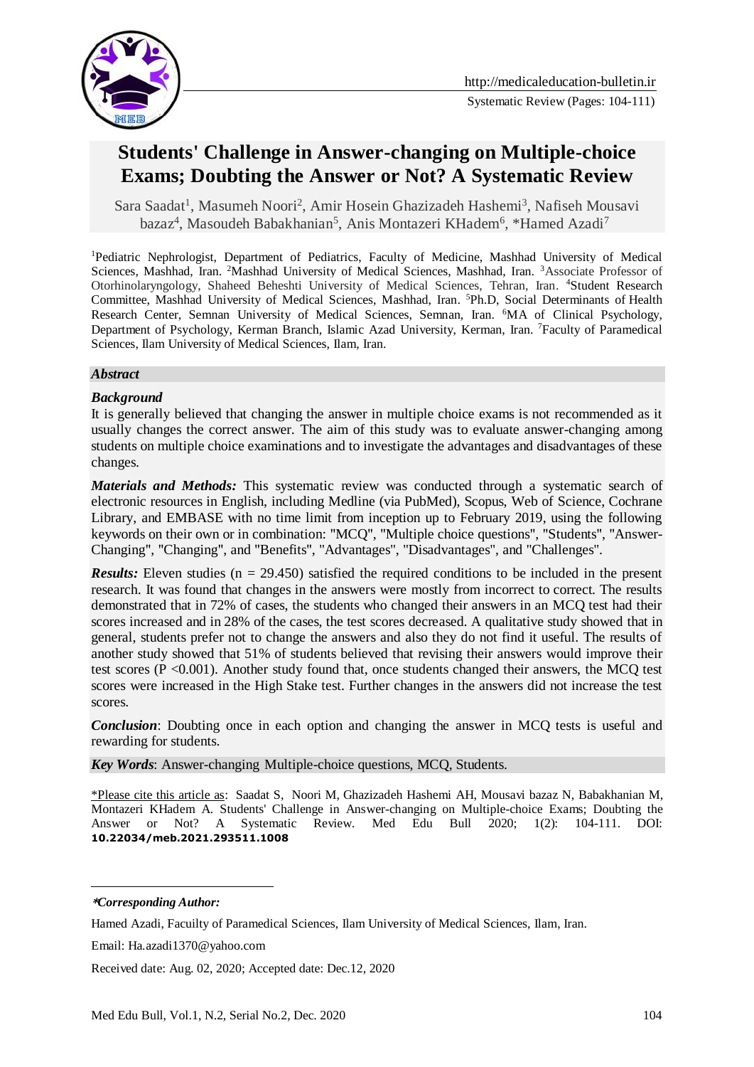Systematic Review (Pages: 104-111)

# Students' Challenge in Answer-changing on Multiple-choice Exams; Doubting the Answer or Not? A Systematic Review

Sara Saadat[1], Masumeh Noori[2], Amir Hosein Ghazizadeh Hashemi[3], Nafiseh Mousavi bazaz[4], Masoudeh Babakhanian[5], Anis Montazeri KHadem[6], *Hamed Azadi[7]

[1]Pediatric Nephrologist, Department of Pediatrics, Faculty of Medicine, Mashhad University of Medical Sciences, Mashhad, Iran. [2]Mashhad University of Medical Sciences, Mashhad, Iran. [3]Associate Professor of Otorhinolaryngology, Shaheed Beheshti University of Medical Sciences, Tehran, Iran. [4]Student Research Committee, Mashhad University of Medical Sciences, Mashhad, Iran. [5]Ph.D, Social Determinants of Health Research Center, Semnan University of Medical Sciences, Semnan, Iran. [6]MA of Clinical Psychology, Department of Psychology, Kerman Branch, Islamic Azad University, Kerman, Iran. [7]Faculty of Paramedical Sciences, Ilam University of Medical Sciences, Ilam, Iran.

## *Abstract*

### *Background*

It is generally believed that changing the answer in multiple choice exams is not recommended as it usually changes the correct answer. The aim of this study was to evaluate answer-changing among students on multiple choice examinations and to investigate the advantages and disadvantages of these changes.

***Materials and Methods:*** This systematic review was conducted through a systematic search of electronic resources in English, including Medline (via PubMed), Scopus, Web of Science, Cochrane Library, and EMBASE with no time limit from inception up to February 2019, using the following keywords on their own or in combination: "MCQ", "Multiple choice questions", "Students", "Answer-Changing", "Changing", and "Benefits", "Advantages", "Disadvantages", and "Challenges".

***Results:*** Eleven studies (n = 29.450) satisfied the required conditions to be included in the present research. It was found that changes in the answers were mostly from incorrect to correct. The results demonstrated that in 72% of cases, the students who changed their answers in an MCQ test had their scores increased and in 28% of the cases, the test scores decreased. A qualitative study showed that in general, students prefer not to change the answers and also they do not find it useful. The results of another study showed that 51% of students believed that revising their answers would improve their test scores ($P < 0.001$). Another study found that, once students changed their answers, the MCQ test scores were increased in the High Stake test. Further changes in the answers did not increase the test scores.

***Conclusion***: Doubting once in each option and changing the answer in MCQ tests is useful and rewarding for students.

***Key Words***: Answer-changing Multiple-choice questions, MCQ, Students.

<u>*Please cite this article as</u>: Saadat S, Noori M, Ghazizadeh Hashemi AH, Mousavi bazaz N, Babakhanian M, Montazeri KHadem A. Students' Challenge in Answer-changing on Multiple-choice Exams; Doubting the Answer or Not? A Systematic Review. Med Edu Bull 2020; 1(2): 104-111. DOI: **10.22034/meb.2021.293511.1008**

---

****Corresponding Author:***

Hamed Azadi, Facuilty of Paramedical Sciences, Ilam University of Medical Sciences, Ilam, Iran.

Email: Ha.azadi1370@yahoo.com

Received date: Aug. 02, 2020; Accepted date: Dec.12, 2020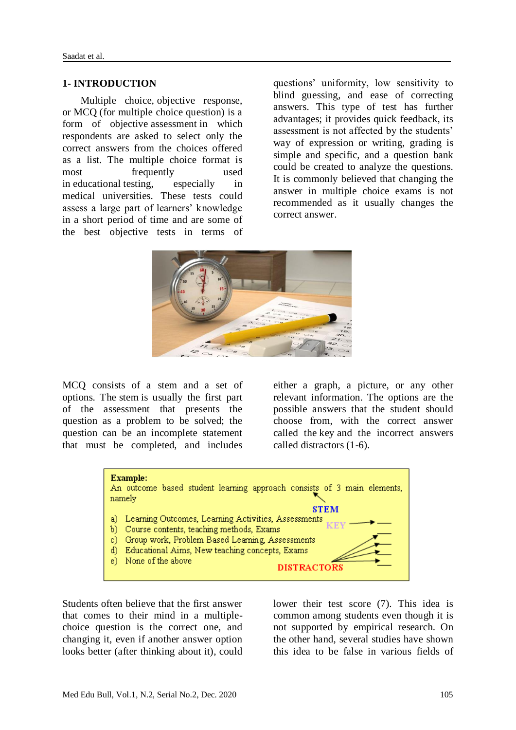## 1- INTRODUCTION

Multiple choice, objective response, or MCQ (for multiple choice question) is a form of objective assessment in which respondents are asked to select only the correct answers from the choices offered as a list. The multiple choice format is most frequently used in educational testing, especially in medical universities. These tests could assess a large part of learners' knowledge in a short period of time and are some of the best objective tests in terms of questions' uniformity, low sensitivity to blind guessing, and ease of correcting answers. This type of test has further advantages; it provides quick feedback, its assessment is not affected by the students' way of expression or writing, grading is simple and specific, and a question bank could be created to analyze the questions. It is commonly believed that changing the answer in multiple choice exams is not recommended as it usually changes the correct answer.

MCQ consists of a stem and a set of options. The stem is usually the first part of the assessment that presents the question as a problem to be solved; the question can be an incomplete statement that must be completed, and includes either a graph, a picture, or any other relevant information. The options are the possible answers that the student should choose from, with the correct answer called the key and the incorrect answers called distractors (1-6).

**Example:**
An outcome based student learning approach consists of 3 main elements, namely

STEM

a) Learning Outcomes, Learning Activities, Assessments — KEY
b) Course contents, teaching methods, Exams
c) Group work, Problem Based Learning, Assessments
d) Educational Aims, New teaching concepts, Exams
e) None of the above

DISTRACTORS

Students often believe that the first answer that comes to their mind in a multiple-choice question is the correct one, and changing it, even if another answer option looks better (after thinking about it), could lower their test score (7). This idea is common among students even though it is not supported by empirical research. On the other hand, several studies have shown this idea to be false in various fields of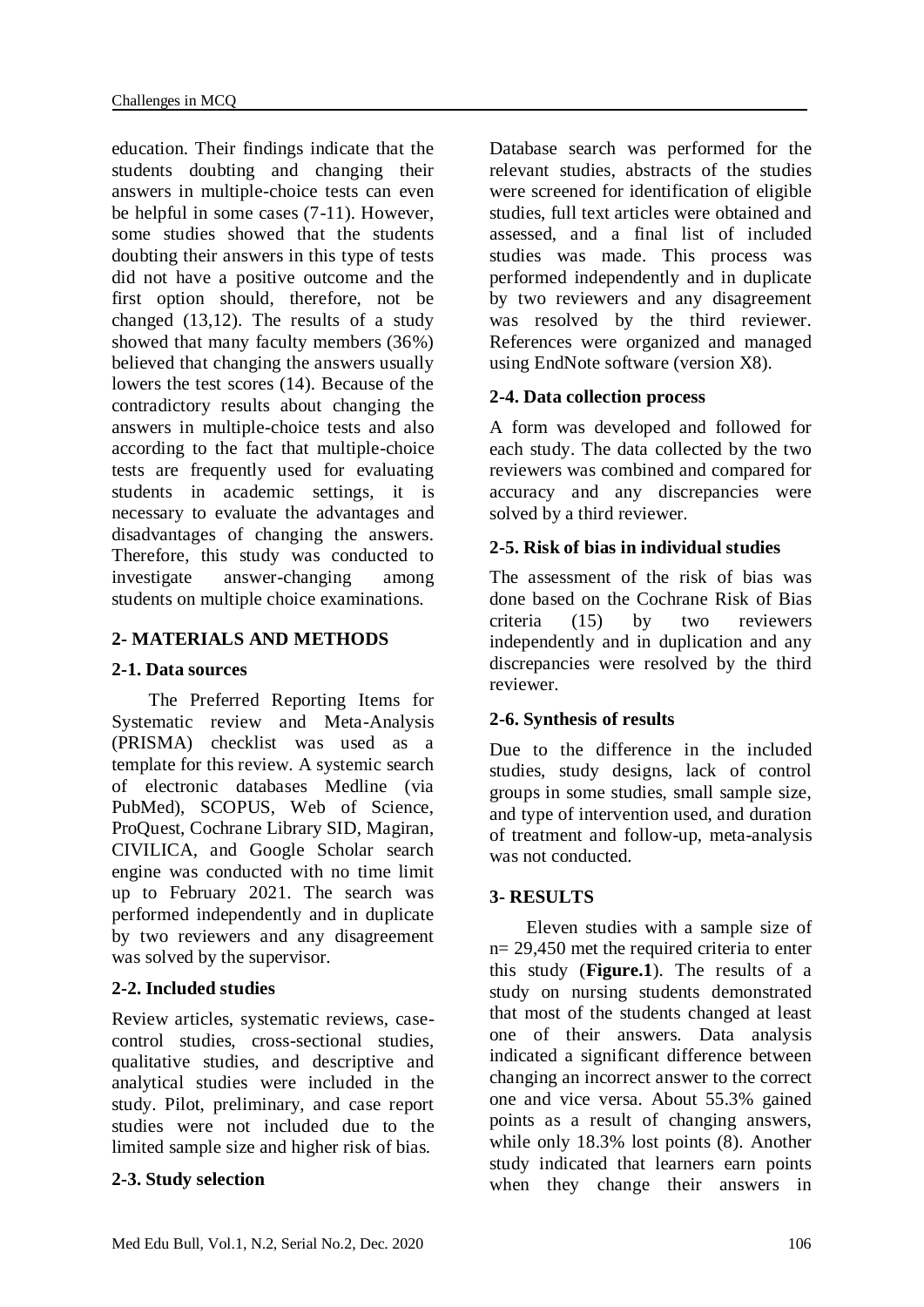education. Their findings indicate that the students doubting and changing their answers in multiple-choice tests can even be helpful in some cases (7-11). However, some studies showed that the students doubting their answers in this type of tests did not have a positive outcome and the first option should, therefore, not be changed (13,12). The results of a study showed that many faculty members (36%) believed that changing the answers usually lowers the test scores (14). Because of the contradictory results about changing the answers in multiple-choice tests and also according to the fact that multiple-choice tests are frequently used for evaluating students in academic settings, it is necessary to evaluate the advantages and disadvantages of changing the answers. Therefore, this study was conducted to investigate answer-changing among students on multiple choice examinations.

## 2- MATERIALS AND METHODS

### 2-1. Data sources

The Preferred Reporting Items for Systematic review and Meta-Analysis (PRISMA) checklist was used as a template for this review. A systemic search of electronic databases Medline (via PubMed), SCOPUS, Web of Science, ProQuest, Cochrane Library SID, Magiran, CIVILICA, and Google Scholar search engine was conducted with no time limit up to February 2021. The search was performed independently and in duplicate by two reviewers and any disagreement was solved by the supervisor.

### 2-2. Included studies

Review articles, systematic reviews, case-control studies, cross-sectional studies, qualitative studies, and descriptive and analytical studies were included in the study. Pilot, preliminary, and case report studies were not included due to the limited sample size and higher risk of bias.

### 2-3. Study selection

Database search was performed for the relevant studies, abstracts of the studies were screened for identification of eligible studies, full text articles were obtained and assessed, and a final list of included studies was made. This process was performed independently and in duplicate by two reviewers and any disagreement was resolved by the third reviewer. References were organized and managed using EndNote software (version X8).

### 2-4. Data collection process

A form was developed and followed for each study. The data collected by the two reviewers was combined and compared for accuracy and any discrepancies were solved by a third reviewer.

### 2-5. Risk of bias in individual studies

The assessment of the risk of bias was done based on the Cochrane Risk of Bias criteria (15) by two reviewers independently and in duplication and any discrepancies were resolved by the third reviewer.

### 2-6. Synthesis of results

Due to the difference in the included studies, study designs, lack of control groups in some studies, small sample size, and type of intervention used, and duration of treatment and follow-up, meta-analysis was not conducted.

## 3- RESULTS

Eleven studies with a sample size of n= 29,450 met the required criteria to enter this study (**Figure.1**). The results of a study on nursing students demonstrated that most of the students changed at least one of their answers. Data analysis indicated a significant difference between changing an incorrect answer to the correct one and vice versa. About 55.3% gained points as a result of changing answers, while only 18.3% lost points (8). Another study indicated that learners earn points when they change their answers in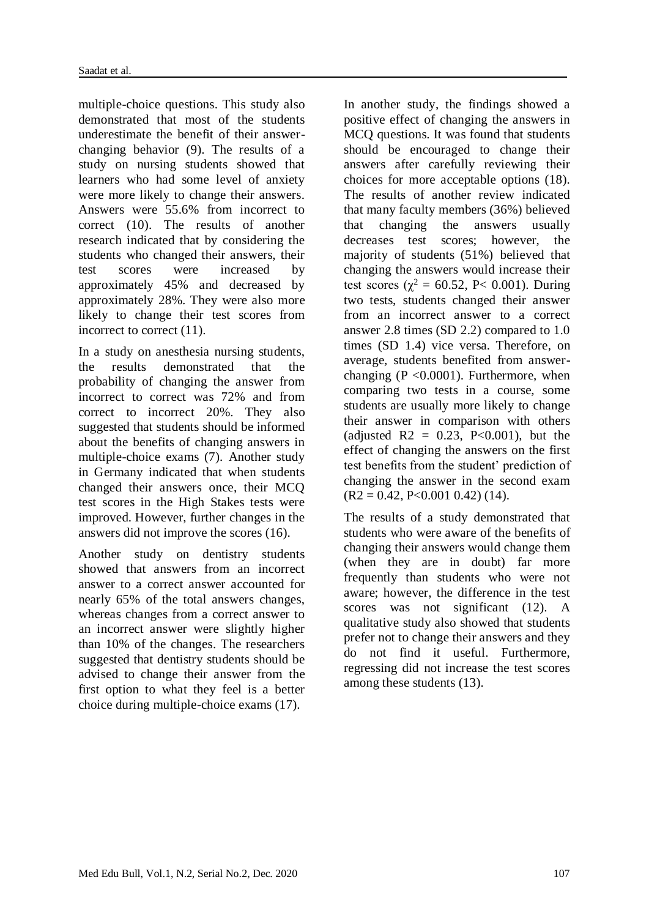multiple-choice questions. This study also demonstrated that most of the students underestimate the benefit of their answer-changing behavior (9). The results of a study on nursing students showed that learners who had some level of anxiety were more likely to change their answers. Answers were 55.6% from incorrect to correct (10). The results of another research indicated that by considering the students who changed their answers, their test scores were increased by approximately 45% and decreased by approximately 28%. They were also more likely to change their test scores from incorrect to correct (11).

In a study on anesthesia nursing students, the results demonstrated that the probability of changing the answer from incorrect to correct was 72% and from correct to incorrect 20%. They also suggested that students should be informed about the benefits of changing answers in multiple-choice exams (7). Another study in Germany indicated that when students changed their answers once, their MCQ test scores in the High Stakes tests were improved. However, further changes in the answers did not improve the scores (16).

Another study on dentistry students showed that answers from an incorrect answer to a correct answer accounted for nearly 65% of the total answers changes, whereas changes from a correct answer to an incorrect answer were slightly higher than 10% of the changes. The researchers suggested that dentistry students should be advised to change their answer from the first option to what they feel is a better choice during multiple-choice exams (17).

In another study, the findings showed a positive effect of changing the answers in MCQ questions. It was found that students should be encouraged to change their answers after carefully reviewing their choices for more acceptable options (18). The results of another review indicated that many faculty members (36%) believed that changing the answers usually decreases test scores; however, the majority of students (51%) believed that changing the answers would increase their test scores ($\chi^2 = 60.52$, $P < 0.001$). During two tests, students changed their answer from an incorrect answer to a correct answer 2.8 times (SD 2.2) compared to 1.0 times (SD 1.4) vice versa. Therefore, on average, students benefited from answer-changing ($P < 0.0001$). Furthermore, when comparing two tests in a course, some students are usually more likely to change their answer in comparison with others (adjusted $R2 = 0.23$, $P<0.001$), but the effect of changing the answers on the first test benefits from the student' prediction of changing the answer in the second exam ($R2 = 0.42$, $P<0.001$ 0.42) (14).

The results of a study demonstrated that students who were aware of the benefits of changing their answers would change them (when they are in doubt) far more frequently than students who were not aware; however, the difference in the test scores was not significant (12). A qualitative study also showed that students prefer not to change their answers and they do not find it useful. Furthermore, regressing did not increase the test scores among these students (13).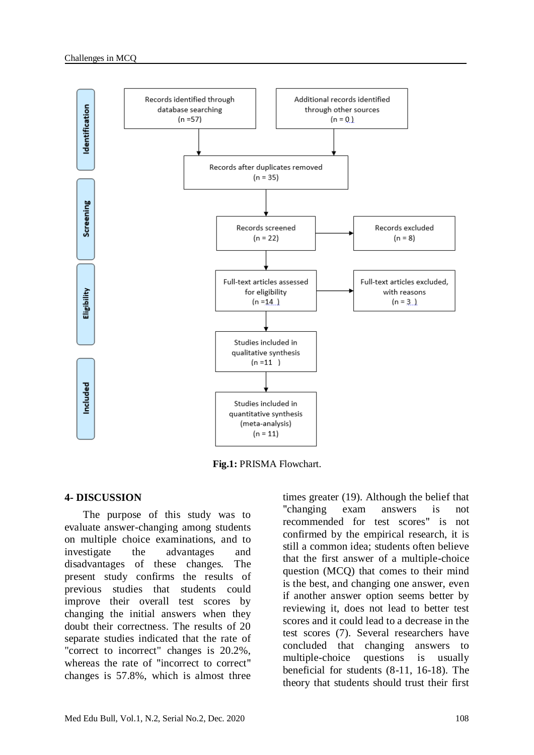**Identification**

- Records identified through database searching (n =57)
- Additional records identified through other sources (n = 0 )

**Screening**

- Records after duplicates removed (n = 35)
- Records screened (n = 22) → Records excluded (n = 8)

**Eligibility**

- Full-text articles assessed for eligibility (n =14 ) → Full-text articles excluded, with reasons (n = 3 )

**Included**

- Studies included in qualitative synthesis (n =11 )
- Studies included in quantitative synthesis (meta-analysis) (n = 11)

**Fig.1:** PRISMA Flowchart.

## 4- DISCUSSION

The purpose of this study was to evaluate answer-changing among students on multiple choice examinations, and to investigate the advantages and disadvantages of these changes. The present study confirms the results of previous studies that students could improve their overall test scores by changing the initial answers when they doubt their correctness. The results of 20 separate studies indicated that the rate of "correct to incorrect" changes is 20.2%, whereas the rate of "incorrect to correct" changes is 57.8%, which is almost three times greater (19). Although the belief that "changing exam answers is not recommended for test scores" is not confirmed by the empirical research, it is still a common idea; students often believe that the first answer of a multiple-choice question (MCQ) that comes to their mind is the best, and changing one answer, even if another answer option seems better by reviewing it, does not lead to better test scores and it could lead to a decrease in the test scores (7). Several researchers have concluded that changing answers to multiple-choice questions is usually beneficial for students (8-11, 16-18). The theory that students should trust their first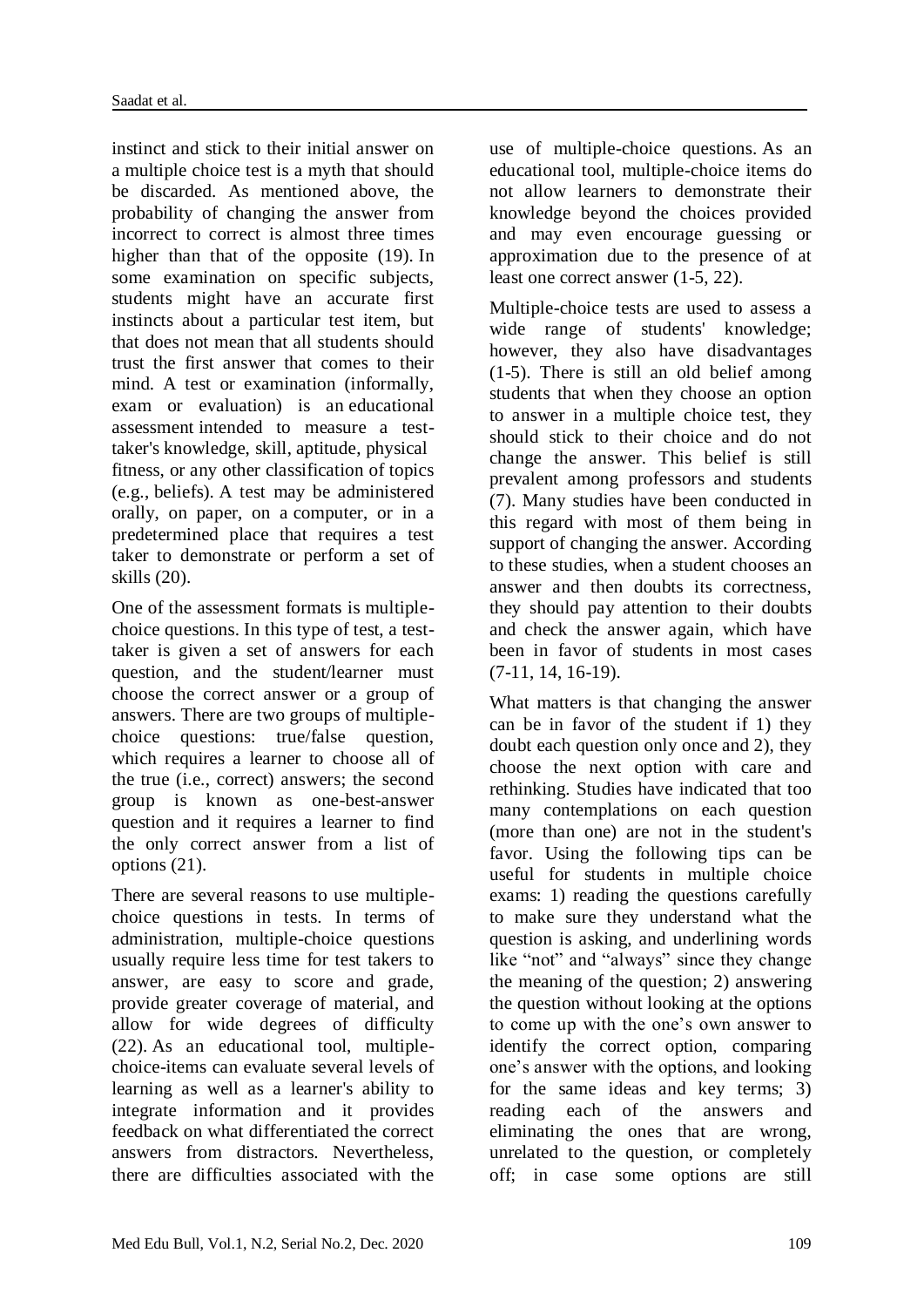instinct and stick to their initial answer on a multiple choice test is a myth that should be discarded. As mentioned above, the probability of changing the answer from incorrect to correct is almost three times higher than that of the opposite (19). In some examination on specific subjects, students might have an accurate first instincts about a particular test item, but that does not mean that all students should trust the first answer that comes to their mind. A test or examination (informally, exam or evaluation) is an educational assessment intended to measure a test-taker's knowledge, skill, aptitude, physical fitness, or any other classification of topics (e.g., beliefs). A test may be administered orally, on paper, on a computer, or in a predetermined place that requires a test taker to demonstrate or perform a set of skills (20).

One of the assessment formats is multiple-choice questions. In this type of test, a test-taker is given a set of answers for each question, and the student/learner must choose the correct answer or a group of answers. There are two groups of multiple-choice questions: true/false question, which requires a learner to choose all of the true (i.e., correct) answers; the second group is known as one-best-answer question and it requires a learner to find the only correct answer from a list of options (21).

There are several reasons to use multiple-choice questions in tests. In terms of administration, multiple-choice questions usually require less time for test takers to answer, are easy to score and grade, provide greater coverage of material, and allow for wide degrees of difficulty (22). As an educational tool, multiple-choice-items can evaluate several levels of learning as well as a learner's ability to integrate information and it provides feedback on what differentiated the correct answers from distractors. Nevertheless, there are difficulties associated with the use of multiple-choice questions. As an educational tool, multiple-choice items do not allow learners to demonstrate their knowledge beyond the choices provided and may even encourage guessing or approximation due to the presence of at least one correct answer (1-5, 22).

Multiple-choice tests are used to assess a wide range of students' knowledge; however, they also have disadvantages (1-5). There is still an old belief among students that when they choose an option to answer in a multiple choice test, they should stick to their choice and do not change the answer. This belief is still prevalent among professors and students (7). Many studies have been conducted in this regard with most of them being in support of changing the answer. According to these studies, when a student chooses an answer and then doubts its correctness, they should pay attention to their doubts and check the answer again, which have been in favor of students in most cases (7-11, 14, 16-19).

What matters is that changing the answer can be in favor of the student if 1) they doubt each question only once and 2), they choose the next option with care and rethinking. Studies have indicated that too many contemplations on each question (more than one) are not in the student's favor. Using the following tips can be useful for students in multiple choice exams: 1) reading the questions carefully to make sure they understand what the question is asking, and underlining words like "not" and "always" since they change the meaning of the question; 2) answering the question without looking at the options to come up with the one's own answer to identify the correct option, comparing one's answer with the options, and looking for the same ideas and key terms; 3) reading each of the answers and eliminating the ones that are wrong, unrelated to the question, or completely off; in case some options are still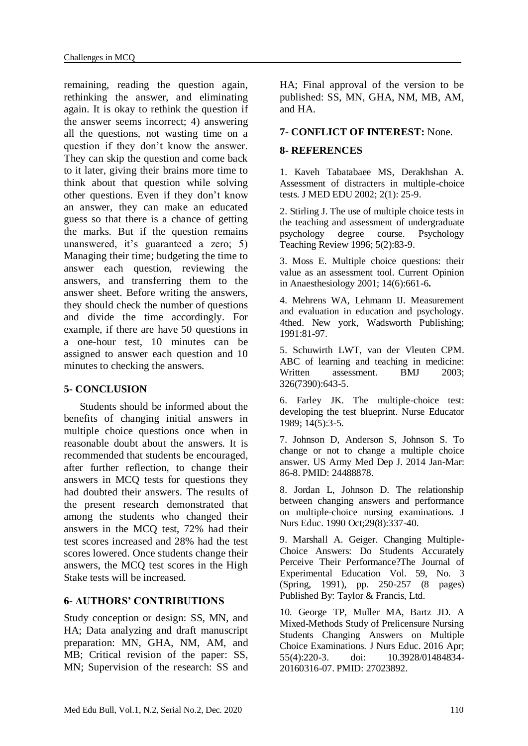remaining, reading the question again, rethinking the answer, and eliminating again. It is okay to rethink the question if the answer seems incorrect; 4) answering all the questions, not wasting time on a question if they don't know the answer. They can skip the question and come back to it later, giving their brains more time to think about that question while solving other questions. Even if they don't know an answer, they can make an educated guess so that there is a chance of getting the marks. But if the question remains unanswered, it's guaranteed a zero; 5) Managing their time; budgeting the time to answer each question, reviewing the answers, and transferring them to the answer sheet. Before writing the answers, they should check the number of questions and divide the time accordingly. For example, if there are have 50 questions in a one-hour test, 10 minutes can be assigned to answer each question and 10 minutes to checking the answers.

## 5- CONCLUSION

Students should be informed about the benefits of changing initial answers in multiple choice questions once when in reasonable doubt about the answers. It is recommended that students be encouraged, after further reflection, to change their answers in MCQ tests for questions they had doubted their answers. The results of the present research demonstrated that among the students who changed their answers in the MCQ test, 72% had their test scores increased and 28% had the test scores lowered. Once students change their answers, the MCQ test scores in the High Stake tests will be increased.

## 6- AUTHORS' CONTRIBUTIONS

Study conception or design: SS, MN, and HA; Data analyzing and draft manuscript preparation: MN, GHA, NM, AM, and MB; Critical revision of the paper: SS, MN; Supervision of the research: SS and HA; Final approval of the version to be published: SS, MN, GHA, NM, MB, AM, and HA.

## 7- CONFLICT OF INTEREST: None.

## 8- REFERENCES

1. Kaveh Tabatabaee MS, Derakhshan A. Assessment of distracters in multiple-choice tests. J MED EDU 2002; 2(1): 25-9.

2. Stirling J. The use of multiple choice tests in the teaching and assessment of undergraduate psychology degree course. Psychology Teaching Review 1996; 5(2):83-9.

3. Moss E. Multiple choice questions: their value as an assessment tool. Current Opinion in Anaesthesiology 2001; 14(6):661-6**.**

4. Mehrens WA, Lehmann IJ. Measurement and evaluation in education and psychology. 4thed. New york, Wadsworth Publishing; 1991:81-97.

5. Schuwirth LWT, van der Vleuten CPM. ABC of learning and teaching in medicine: Written assessment. BMJ 2003; 326(7390):643-5.

6. Farley JK. The multiple-choice test: developing the test blueprint. Nurse Educator 1989; 14(5):3-5.

7. Johnson D, Anderson S, Johnson S. To change or not to change a multiple choice answer. US Army Med Dep J. 2014 Jan-Mar: 86-8. PMID: 24488878.

8. Jordan L, Johnson D. The relationship between changing answers and performance on multiple-choice nursing examinations. J Nurs Educ. 1990 Oct;29(8):337-40.

9. Marshall A. Geiger. Changing Multiple-Choice Answers: Do Students Accurately Perceive Their Performance?The Journal of Experimental Education Vol. 59, No. 3 (Spring, 1991), pp. 250-257 (8 pages) Published By: Taylor & Francis, Ltd.

10. George TP, Muller MA, Bartz JD. A Mixed-Methods Study of Prelicensure Nursing Students Changing Answers on Multiple Choice Examinations. J Nurs Educ. 2016 Apr; 55(4):220-3. doi: 10.3928/01484834-20160316-07. PMID: 27023892.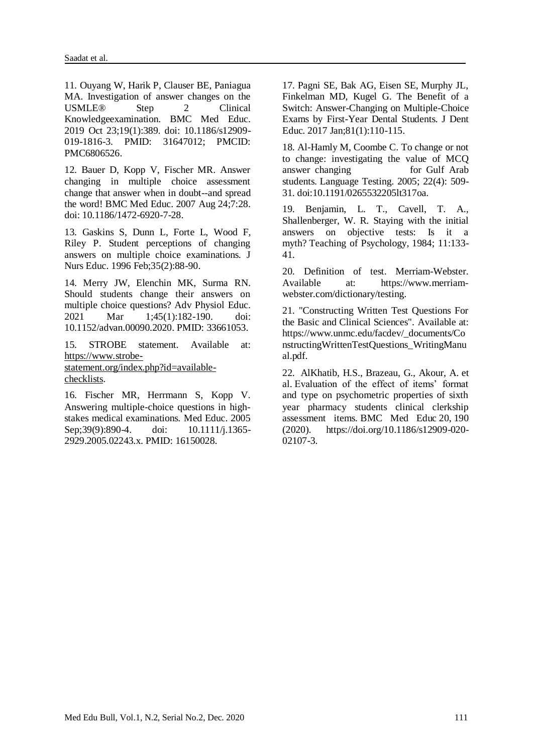11. Ouyang W, Harik P, Clauser BE, Paniagua MA. Investigation of answer changes on the USMLE® Step 2 Clinical Knowledgeexamination. BMC Med Educ. 2019 Oct 23;19(1):389. doi: 10.1186/s12909-019-1816-3. PMID: 31647012; PMCID: PMC6806526.

12. Bauer D, Kopp V, Fischer MR. Answer changing in multiple choice assessment change that answer when in doubt--and spread the word! BMC Med Educ. 2007 Aug 24;7:28. doi: 10.1186/1472-6920-7-28.

13. Gaskins S, Dunn L, Forte L, Wood F, Riley P. Student perceptions of changing answers on multiple choice examinations. J Nurs Educ. 1996 Feb;35(2):88-90.

14. Merry JW, Elenchin MK, Surma RN. Should students change their answers on multiple choice questions? Adv Physiol Educ. 2021 Mar 1;45(1):182-190. doi: 10.1152/advan.00090.2020. PMID: 33661053.

15. STROBE statement. Available at: https://www.strobe-statement.org/index.php?id=available-checklists.

16. Fischer MR, Herrmann S, Kopp V. Answering multiple-choice questions in high-stakes medical examinations. Med Educ. 2005 Sep;39(9):890-4. doi: 10.1111/j.1365-2929.2005.02243.x. PMID: 16150028.

17. Pagni SE, Bak AG, Eisen SE, Murphy JL, Finkelman MD, Kugel G. The Benefit of a Switch: Answer-Changing on Multiple-Choice Exams by First-Year Dental Students. J Dent Educ. 2017 Jan;81(1):110-115.

18. Al-Hamly M, Coombe C. To change or not to change: investigating the value of MCQ answer changing for Gulf Arab students. Language Testing. 2005; 22(4): 509-31. doi:10.1191/0265532205lt317oa.

19. Benjamin, L. T., Cavell, T. A., Shallenberger, W. R. Staying with the initial answers on objective tests: Is it a myth? Teaching of Psychology, 1984; 11:133-41.

20. Definition of test. Merriam-Webster. Available at: https://www.merriam-webster.com/dictionary/testing.

21. "Constructing Written Test Questions For the Basic and Clinical Sciences". Available at: https://www.unmc.edu/facdev/_documents/ConstructingWrittenTestQuestions_WritingManual.pdf.

22. AlKhatib, H.S., Brazeau, G., Akour, A. et al. Evaluation of the effect of items' format and type on psychometric properties of sixth year pharmacy students clinical clerkship assessment items. BMC Med Educ 20, 190 (2020). https://doi.org/10.1186/s12909-020-02107-3.